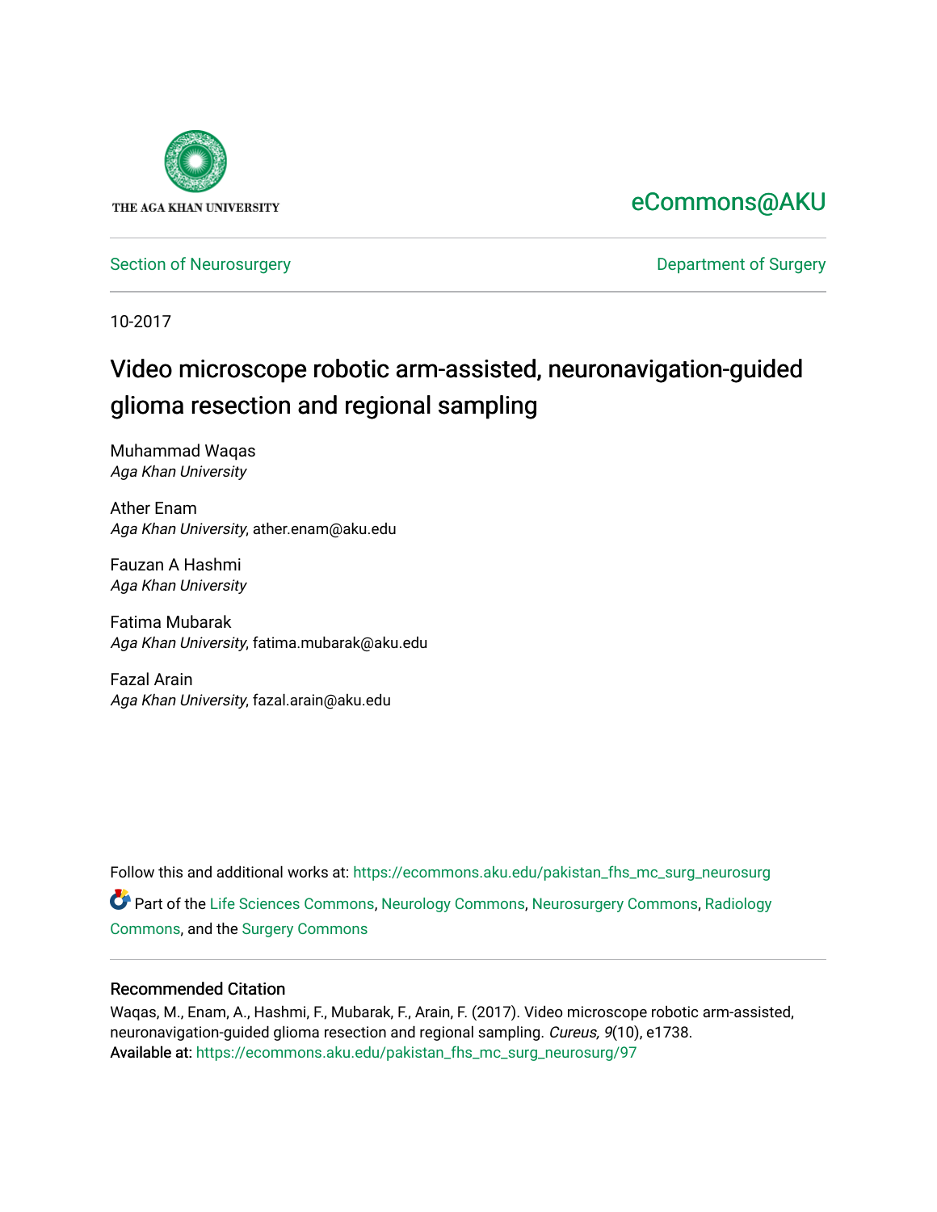THE AGA KHAN UNIVERSITY

eCommons@AKU

Section of Neurosurgery | Department of Surgery

10-2017

# Video microscope robotic arm-assisted, neuronavigation-guided glioma resection and regional sampling

Muhammad Waqas
*Aga Khan University*

Ather Enam
*Aga Khan University*, ather.enam@aku.edu

Fauzan A Hashmi
*Aga Khan University*

Fatima Mubarak
*Aga Khan University*, fatima.mubarak@aku.edu

Fazal Arain
*Aga Khan University*, fazal.arain@aku.edu

Follow this and additional works at: https://ecommons.aku.edu/pakistan_fhs_mc_surg_neurosurg

Part of the Life Sciences Commons, Neurology Commons, Neurosurgery Commons, Radiology Commons, and the Surgery Commons

## Recommended Citation

Waqas, M., Enam, A., Hashmi, F., Mubarak, F., Arain, F. (2017). Video microscope robotic arm-assisted, neuronavigation-guided glioma resection and regional sampling. *Cureus, 9*(10), e1738.
Available at: https://ecommons.aku.edu/pakistan_fhs_mc_surg_neurosurg/97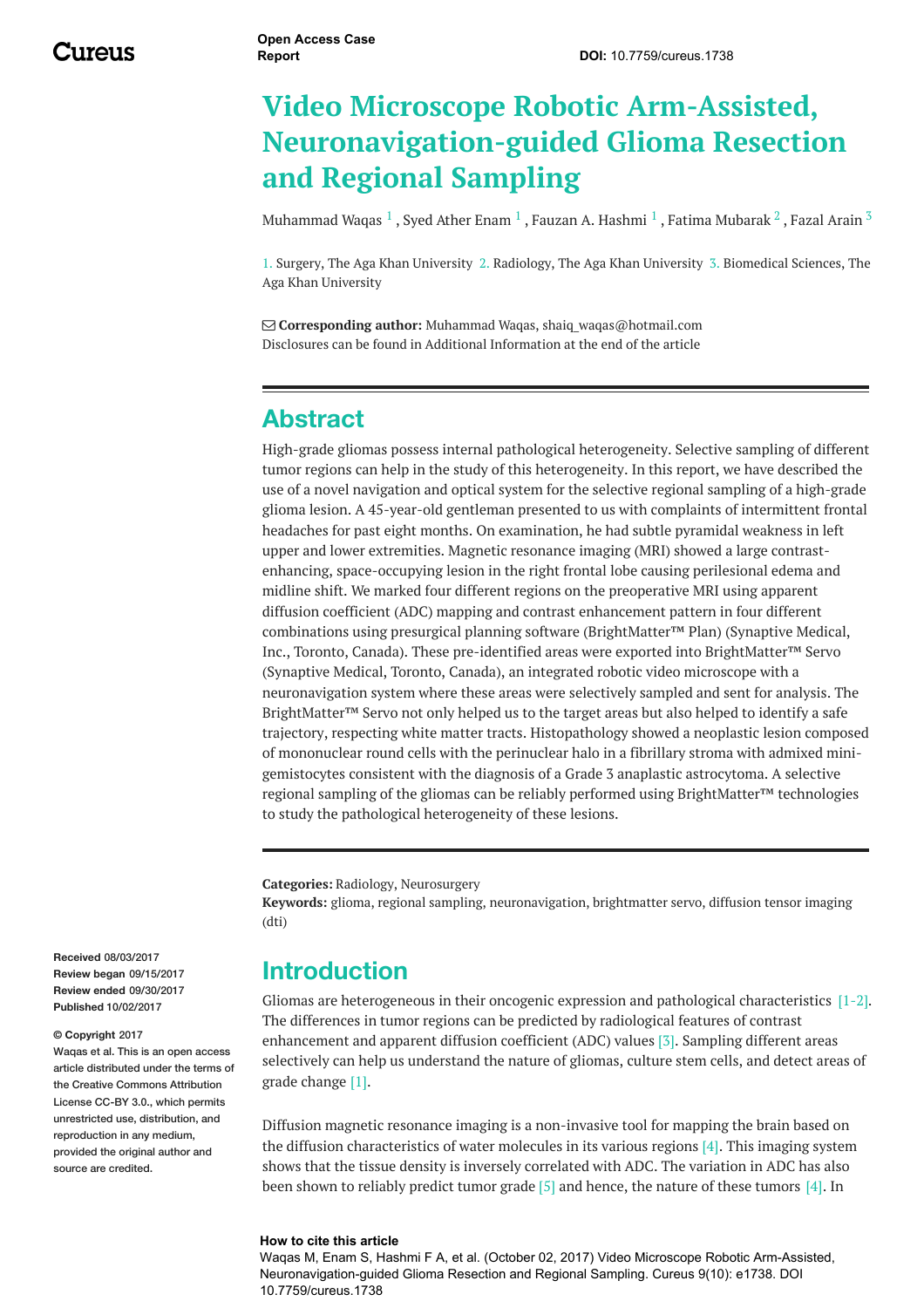# Video Microscope Robotic Arm-Assisted, Neuronavigation-guided Glioma Resection and Regional Sampling

Muhammad Waqas [1] , Syed Ather Enam [1] , Fauzan A. Hashmi [1] , Fatima Mubarak [2] , Fazal Arain [3]

1. Surgery, The Aga Khan University 2. Radiology, The Aga Khan University 3. Biomedical Sciences, The Aga Khan University

**Corresponding author:** Muhammad Waqas, shaiq_waqas@hotmail.com
Disclosures can be found in Additional Information at the end of the article

## Abstract

High-grade gliomas possess internal pathological heterogeneity. Selective sampling of different tumor regions can help in the study of this heterogeneity. In this report, we have described the use of a novel navigation and optical system for the selective regional sampling of a high-grade glioma lesion. A 45-year-old gentleman presented to us with complaints of intermittent frontal headaches for past eight months. On examination, he had subtle pyramidal weakness in left upper and lower extremities. Magnetic resonance imaging (MRI) showed a large contrast-enhancing, space-occupying lesion in the right frontal lobe causing perilesional edema and midline shift. We marked four different regions on the preoperative MRI using apparent diffusion coefficient (ADC) mapping and contrast enhancement pattern in four different combinations using presurgical planning software (BrightMatter™ Plan) (Synaptive Medical, Inc., Toronto, Canada). These pre-identified areas were exported into BrightMatter™ Servo (Synaptive Medical, Toronto, Canada), an integrated robotic video microscope with a neuronavigation system where these areas were selectively sampled and sent for analysis. The BrightMatter™ Servo not only helped us to the target areas but also helped to identify a safe trajectory, respecting white matter tracts. Histopathology showed a neoplastic lesion composed of mononuclear round cells with the perinuclear halo in a fibrillary stroma with admixed mini-gemistocytes consistent with the diagnosis of a Grade 3 anaplastic astrocytoma. A selective regional sampling of the gliomas can be reliably performed using BrightMatter™ technologies to study the pathological heterogeneity of these lesions.

**Categories:** Radiology, Neurosurgery
**Keywords:** glioma, regional sampling, neuronavigation, brightmatter servo, diffusion tensor imaging (dti)

**Received** 08/03/2017
**Review began** 09/15/2017
**Review ended** 09/30/2017
**Published** 10/02/2017

**© Copyright** 2017
Waqas et al. This is an open access article distributed under the terms of the Creative Commons Attribution License CC-BY 3.0., which permits unrestricted use, distribution, and reproduction in any medium, provided the original author and source are credited.

## Introduction

Gliomas are heterogeneous in their oncogenic expression and pathological characteristics [1-2]. The differences in tumor regions can be predicted by radiological features of contrast enhancement and apparent diffusion coefficient (ADC) values [3]. Sampling different areas selectively can help us understand the nature of gliomas, culture stem cells, and detect areas of grade change [1].

Diffusion magnetic resonance imaging is a non-invasive tool for mapping the brain based on the diffusion characteristics of water molecules in its various regions [4]. This imaging system shows that the tissue density is inversely correlated with ADC. The variation in ADC has also been shown to reliably predict tumor grade [5] and hence, the nature of these tumors [4]. In

**How to cite this article**
Waqas M, Enam S, Hashmi F A, et al. (October 02, 2017) Video Microscope Robotic Arm-Assisted, Neuronavigation-guided Glioma Resection and Regional Sampling. Cureus 9(10): e1738. DOI 10.7759/cureus.1738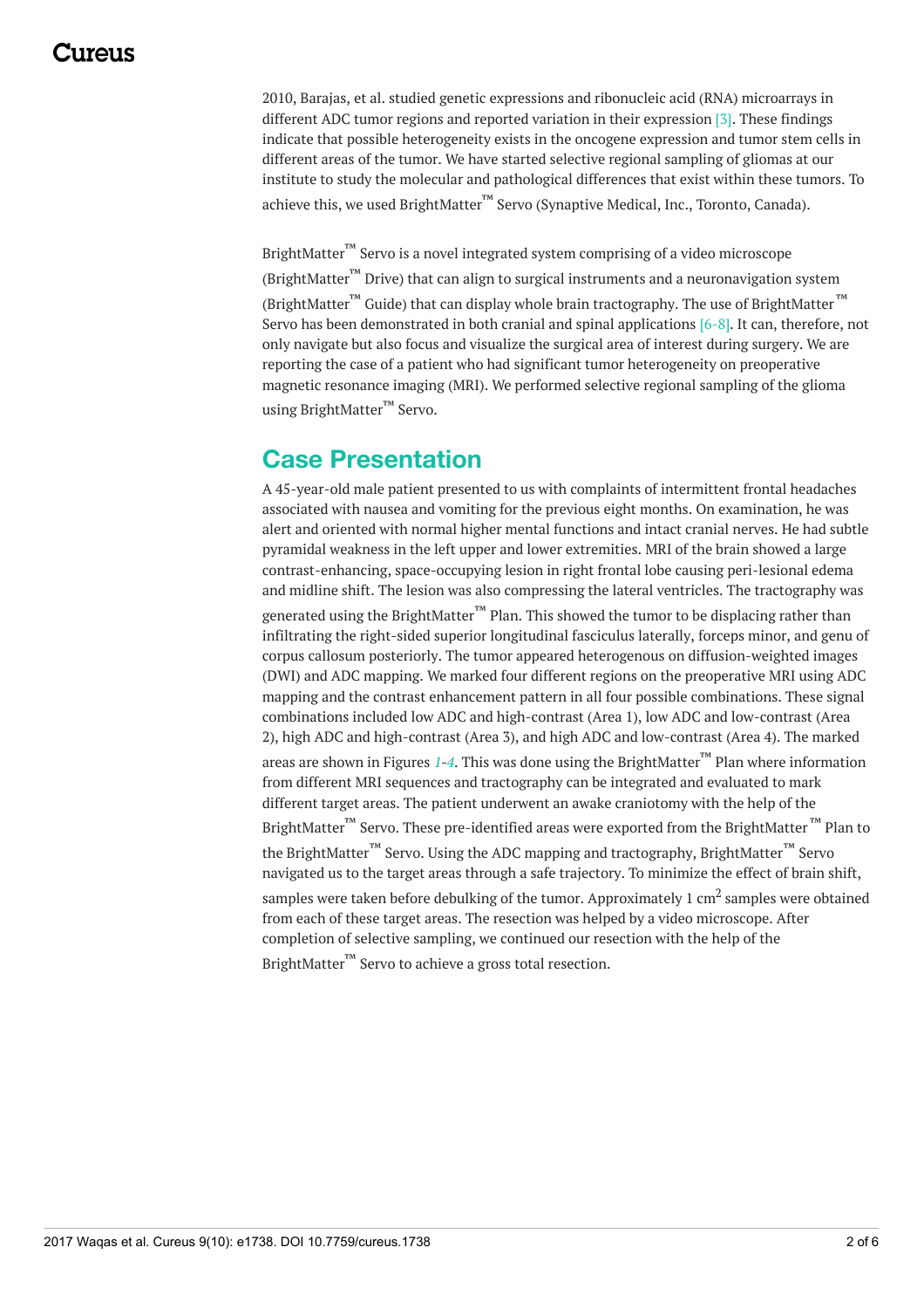2010, Barajas, et al. studied genetic expressions and ribonucleic acid (RNA) microarrays in different ADC tumor regions and reported variation in their expression [3]. These findings indicate that possible heterogeneity exists in the oncogene expression and tumor stem cells in different areas of the tumor. We have started selective regional sampling of gliomas at our institute to study the molecular and pathological differences that exist within these tumors. To achieve this, we used BrightMatter™ Servo (Synaptive Medical, Inc., Toronto, Canada).

BrightMatter™ Servo is a novel integrated system comprising of a video microscope (BrightMatter™ Drive) that can align to surgical instruments and a neuronavigation system (BrightMatter™ Guide) that can display whole brain tractography. The use of BrightMatter™ Servo has been demonstrated in both cranial and spinal applications [6-8]. It can, therefore, not only navigate but also focus and visualize the surgical area of interest during surgery. We are reporting the case of a patient who had significant tumor heterogeneity on preoperative magnetic resonance imaging (MRI). We performed selective regional sampling of the glioma using BrightMatter™ Servo.

## Case Presentation

A 45-year-old male patient presented to us with complaints of intermittent frontal headaches associated with nausea and vomiting for the previous eight months. On examination, he was alert and oriented with normal higher mental functions and intact cranial nerves. He had subtle pyramidal weakness in the left upper and lower extremities. MRI of the brain showed a large contrast-enhancing, space-occupying lesion in right frontal lobe causing peri-lesional edema and midline shift. The lesion was also compressing the lateral ventricles. The tractography was generated using the BrightMatter™ Plan. This showed the tumor to be displacing rather than infiltrating the right-sided superior longitudinal fasciculus laterally, forceps minor, and genu of corpus callosum posteriorly. The tumor appeared heterogenous on diffusion-weighted images (DWI) and ADC mapping. We marked four different regions on the preoperative MRI using ADC mapping and the contrast enhancement pattern in all four possible combinations. These signal combinations included low ADC and high-contrast (Area 1), low ADC and low-contrast (Area 2), high ADC and high-contrast (Area 3), and high ADC and low-contrast (Area 4). The marked areas are shown in Figures *1*-*4*. This was done using the BrightMatter™ Plan where information from different MRI sequences and tractography can be integrated and evaluated to mark different target areas. The patient underwent an awake craniotomy with the help of the BrightMatter™ Servo. These pre-identified areas were exported from the BrightMatter™ Plan to the BrightMatter™ Servo. Using the ADC mapping and tractography, BrightMatter™ Servo navigated us to the target areas through a safe trajectory. To minimize the effect of brain shift, samples were taken before debulking of the tumor. Approximately 1 $cm^2$ samples were obtained from each of these target areas. The resection was helped by a video microscope. After completion of selective sampling, we continued our resection with the help of the BrightMatter™ Servo to achieve a gross total resection.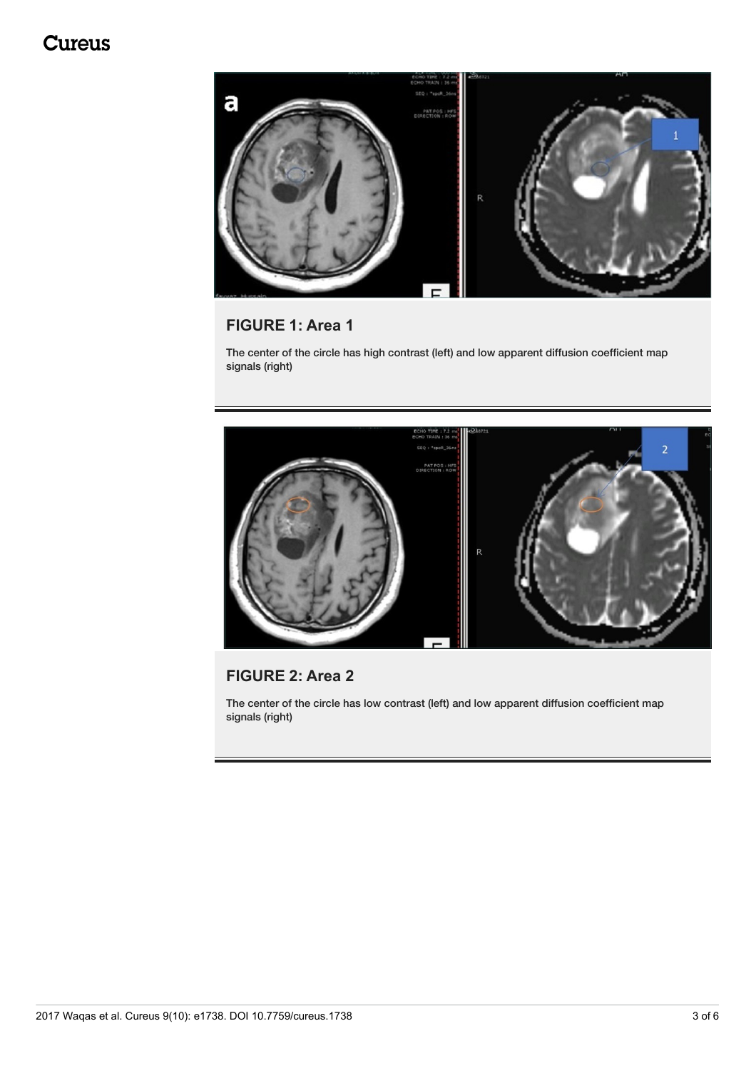**FIGURE 1: Area 1**

The center of the circle has high contrast (left) and low apparent diffusion coefficient map signals (right)

**FIGURE 2: Area 2**

The center of the circle has low contrast (left) and low apparent diffusion coefficient map signals (right)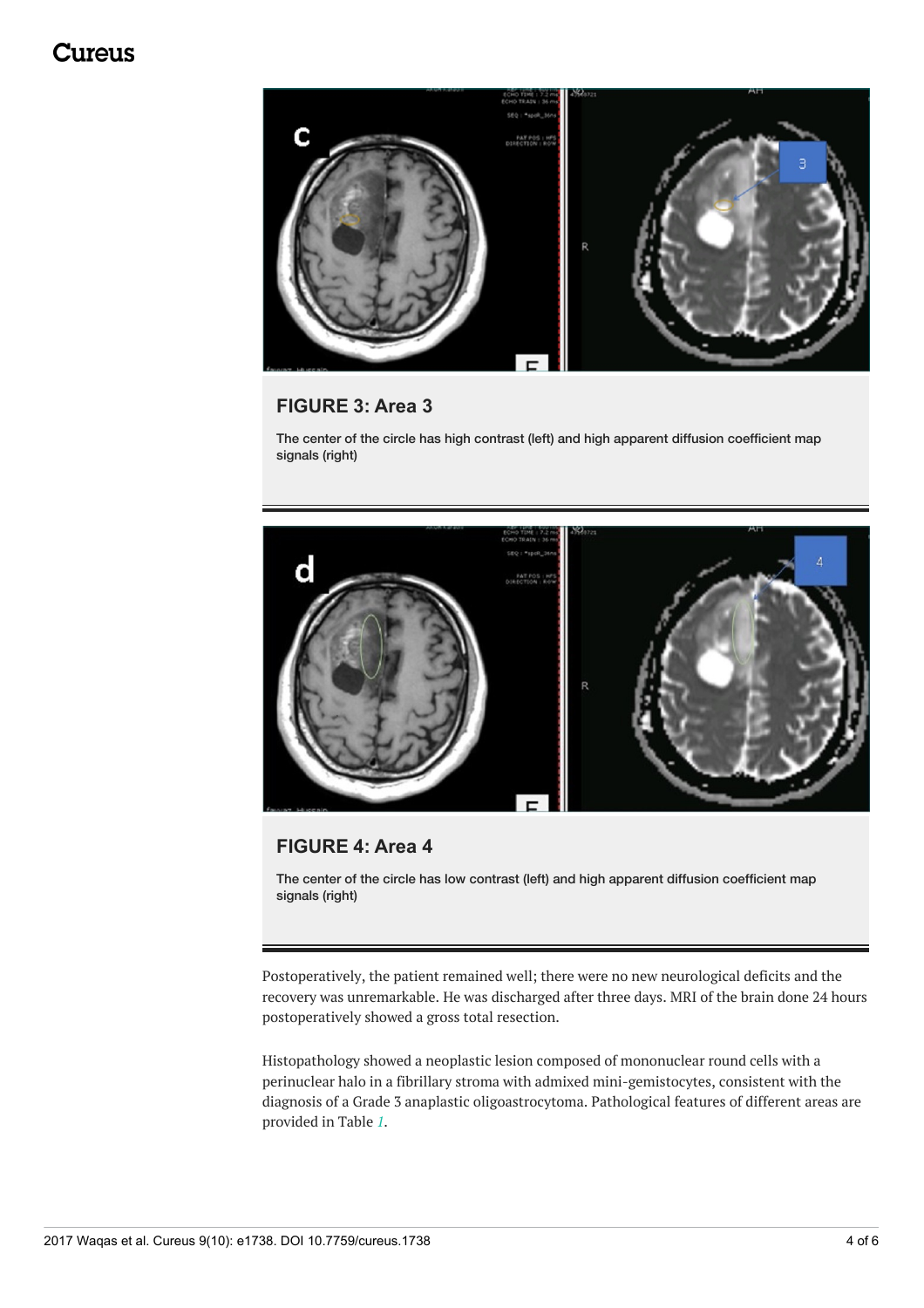**FIGURE 3: Area 3**

The center of the circle has high contrast (left) and high apparent diffusion coefficient map signals (right)

**FIGURE 4: Area 4**

The center of the circle has low contrast (left) and high apparent diffusion coefficient map signals (right)

Postoperatively, the patient remained well; there were no new neurological deficits and the recovery was unremarkable. He was discharged after three days. MRI of the brain done 24 hours postoperatively showed a gross total resection.

Histopathology showed a neoplastic lesion composed of mononuclear round cells with a perinuclear halo in a fibrillary stroma with admixed mini-gemistocytes, consistent with the diagnosis of a Grade 3 anaplastic oligoastrocytoma. Pathological features of different areas are provided in Table *1*.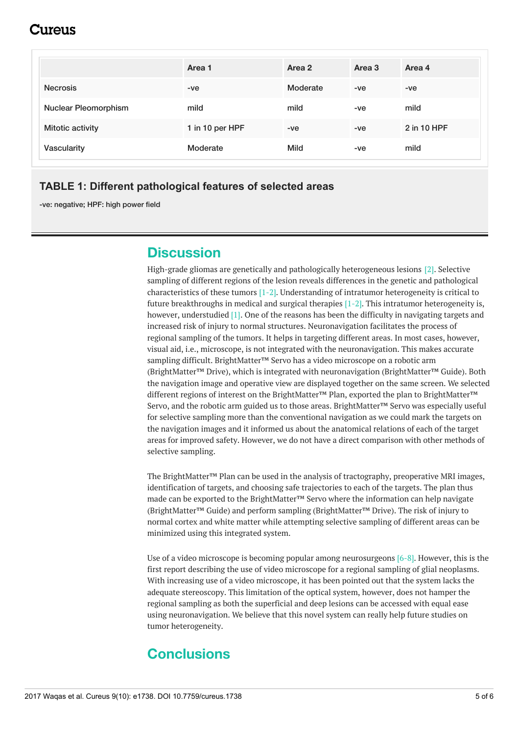|  | Area 1 | Area 2 | Area 3 | Area 4 |
| --- | --- | --- | --- | --- |
| Necrosis | -ve | Moderate | -ve | -ve |
| Nuclear Pleomorphism | mild | mild | -ve | mild |
| Mitotic activity | 1 in 10 per HPF | -ve | -ve | 2 in 10 HPF |
| Vascularity | Moderate | Mild | -ve | mild |

**TABLE 1: Different pathological features of selected areas**

-ve: negative; HPF: high power field

## Discussion

High-grade gliomas are genetically and pathologically heterogeneous lesions [2]. Selective sampling of different regions of the lesion reveals differences in the genetic and pathological characteristics of these tumors [1-2]. Understanding of intratumor heterogeneity is critical to future breakthroughs in medical and surgical therapies [1-2]. This intratumor heterogeneity is, however, understudied [1]. One of the reasons has been the difficulty in navigating targets and increased risk of injury to normal structures. Neuronavigation facilitates the process of regional sampling of the tumors. It helps in targeting different areas. In most cases, however, visual aid, i.e., microscope, is not integrated with the neuronavigation. This makes accurate sampling difficult. BrightMatter™ Servo has a video microscope on a robotic arm (BrightMatter™ Drive), which is integrated with neuronavigation (BrightMatter™ Guide). Both the navigation image and operative view are displayed together on the same screen. We selected different regions of interest on the BrightMatter™ Plan, exported the plan to BrightMatter™ Servo, and the robotic arm guided us to those areas. BrightMatter™ Servo was especially useful for selective sampling more than the conventional navigation as we could mark the targets on the navigation images and it informed us about the anatomical relations of each of the target areas for improved safety. However, we do not have a direct comparison with other methods of selective sampling.

The BrightMatter™ Plan can be used in the analysis of tractography, preoperative MRI images, identification of targets, and choosing safe trajectories to each of the targets. The plan thus made can be exported to the BrightMatter™ Servo where the information can help navigate (BrightMatter™ Guide) and perform sampling (BrightMatter™ Drive). The risk of injury to normal cortex and white matter while attempting selective sampling of different areas can be minimized using this integrated system.

Use of a video microscope is becoming popular among neurosurgeons [6-8]. However, this is the first report describing the use of video microscope for a regional sampling of glial neoplasms. With increasing use of a video microscope, it has been pointed out that the system lacks the adequate stereoscopy. This limitation of the optical system, however, does not hamper the regional sampling as both the superficial and deep lesions can be accessed with equal ease using neuronavigation. We believe that this novel system can really help future studies on tumor heterogeneity.

## Conclusions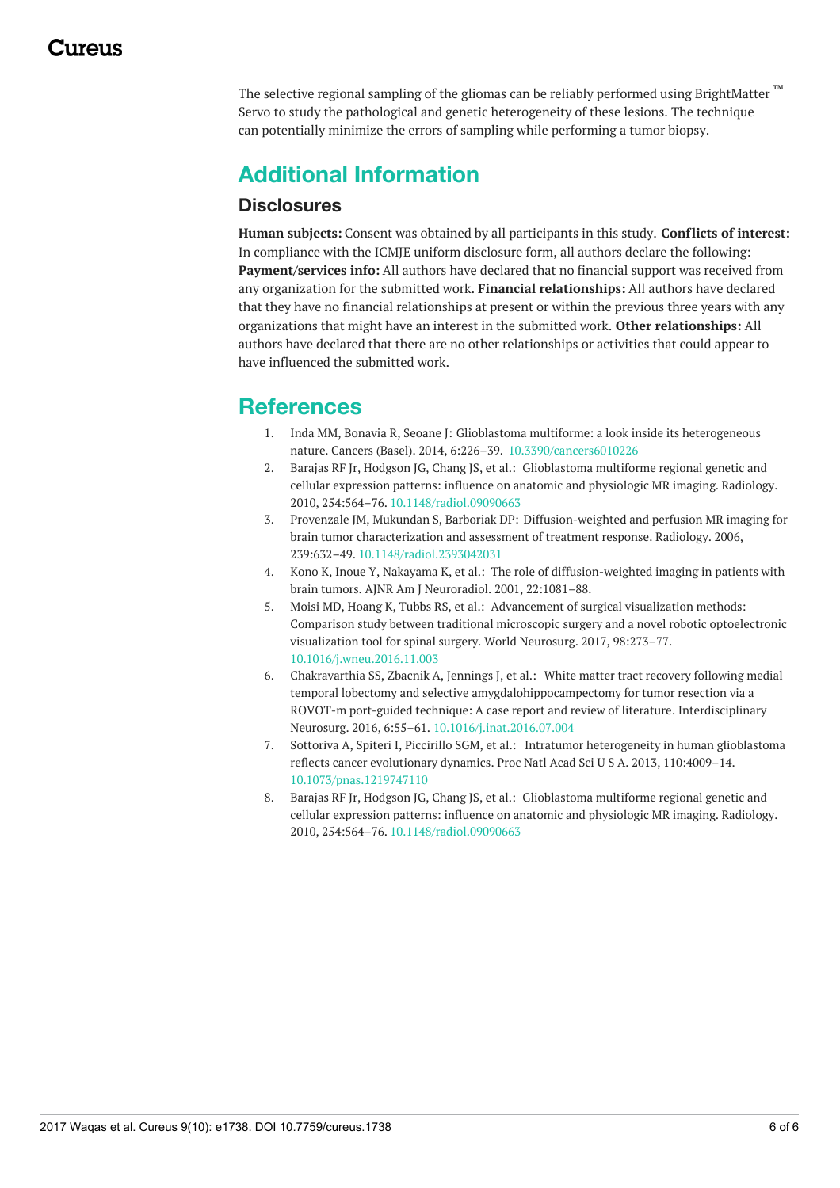The selective regional sampling of the gliomas can be reliably performed using BrightMatter ™ Servo to study the pathological and genetic heterogeneity of these lesions. The technique can potentially minimize the errors of sampling while performing a tumor biopsy.

## Additional Information

### Disclosures

**Human subjects:** Consent was obtained by all participants in this study. **Conflicts of interest:** In compliance with the ICMJE uniform disclosure form, all authors declare the following: **Payment/services info:** All authors have declared that no financial support was received from any organization for the submitted work. **Financial relationships:** All authors have declared that they have no financial relationships at present or within the previous three years with any organizations that might have an interest in the submitted work. **Other relationships:** All authors have declared that there are no other relationships or activities that could appear to have influenced the submitted work.

## References

1. Inda MM, Bonavia R, Seoane J: Glioblastoma multiforme: a look inside its heterogeneous nature. Cancers (Basel). 2014, 6:226–39. 10.3390/cancers6010226
2. Barajas RF Jr, Hodgson JG, Chang JS, et al.: Glioblastoma multiforme regional genetic and cellular expression patterns: influence on anatomic and physiologic MR imaging. Radiology. 2010, 254:564–76. 10.1148/radiol.09090663
3. Provenzale JM, Mukundan S, Barboriak DP: Diffusion-weighted and perfusion MR imaging for brain tumor characterization and assessment of treatment response. Radiology. 2006, 239:632–49. 10.1148/radiol.2393042031
4. Kono K, Inoue Y, Nakayama K, et al.: The role of diffusion-weighted imaging in patients with brain tumors. AJNR Am J Neuroradiol. 2001, 22:1081–88.
5. Moisi MD, Hoang K, Tubbs RS, et al.: Advancement of surgical visualization methods: Comparison study between traditional microscopic surgery and a novel robotic optoelectronic visualization tool for spinal surgery. World Neurosurg. 2017, 98:273–77. 10.1016/j.wneu.2016.11.003
6. Chakravarthia SS, Zbacnik A, Jennings J, et al.: White matter tract recovery following medial temporal lobectomy and selective amygdalohippocampectomy for tumor resection via a ROVOT-m port-guided technique: A case report and review of literature. Interdisciplinary Neurosurg. 2016, 6:55–61. 10.1016/j.inat.2016.07.004
7. Sottoriva A, Spiteri I, Piccirillo SGM, et al.: Intratumor heterogeneity in human glioblastoma reflects cancer evolutionary dynamics. Proc Natl Acad Sci U S A. 2013, 110:4009–14. 10.1073/pnas.1219747110
8. Barajas RF Jr, Hodgson JG, Chang JS, et al.: Glioblastoma multiforme regional genetic and cellular expression patterns: influence on anatomic and physiologic MR imaging. Radiology. 2010, 254:564–76. 10.1148/radiol.09090663